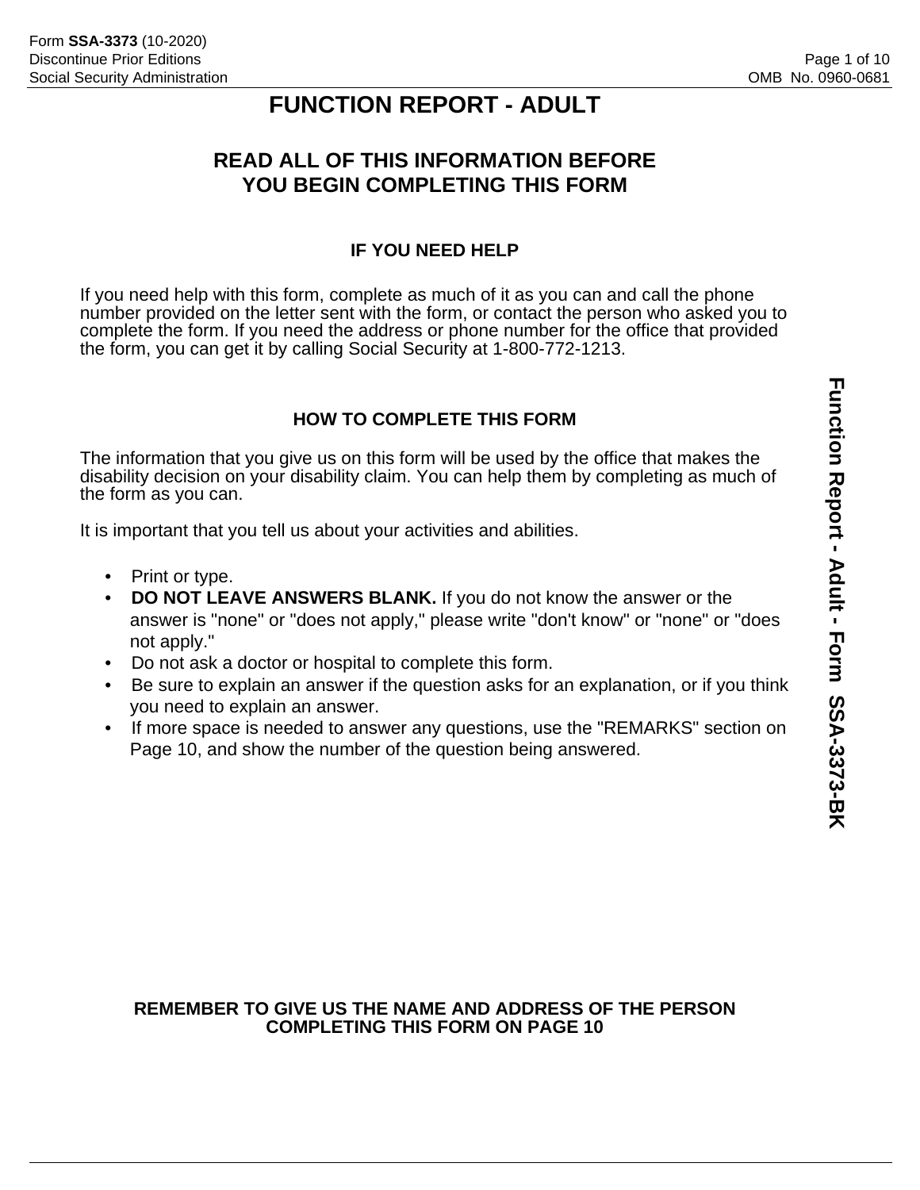# FUNCTION REPORT - ADULT

## READ ALL OF THIS INFORMATION BEFORE YOU BEGIN COMPLETING THIS FORM

### IF YOU NEED HELP

If you need help with this form, complete as much of it as you can and call the phone number provided on the letter sent with the form, or contact the person who asked you to complete the form. If you need the address or phone number for the office that provided the form, you can get it by calling Social Security at 1-800-772-1213.

### HOW TO COMPLETE THIS FORM

The information that you give us on this form will be used by the office that makes the disability decision on your disability claim. You can help them by completing as much of the form as you can.

It is important that you tell us about your activities and abilities.

- Print or type.
- **DO NOT LEAVE ANSWERS BLANK.** If you do not know the answer or the answer is "none" or "does not apply," please write "don't know" or "none" or "does not apply."
- Do not ask a doctor or hospital to complete this form.
- Be sure to explain an answer if the question asks for an explanation, or if you think you need to explain an answer.
- If more space is needed to answer any questions, use the "REMARKS" section on Page 10, and show the number of the question being answered.

**REMEMBER TO GIVE US THE NAME AND ADDRESS OF THE PERSON COMPLETING THIS FORM ON PAGE 10**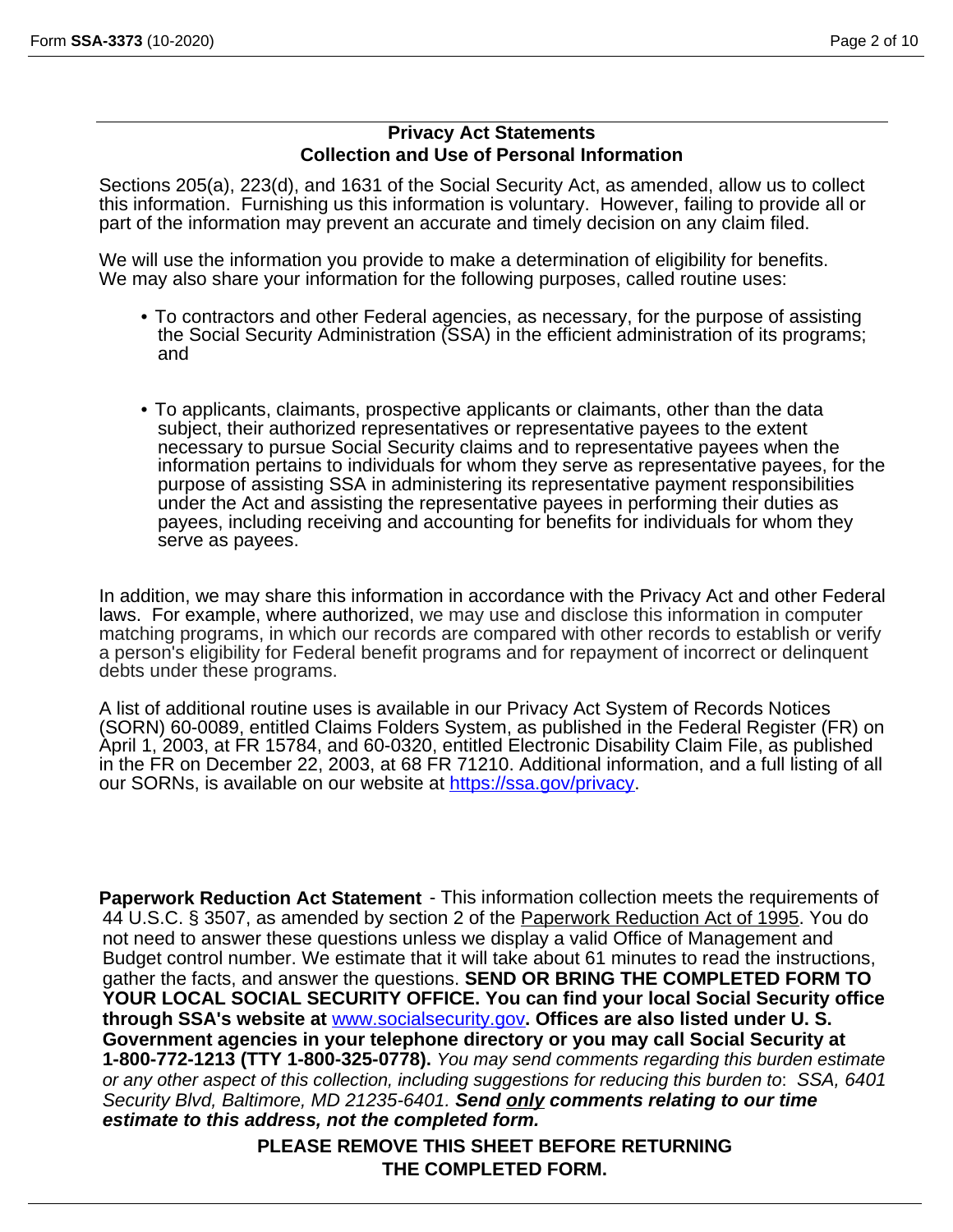## Privacy Act Statements
## Collection and Use of Personal Information

Sections 205(a), 223(d), and 1631 of the Social Security Act, as amended, allow us to collect this information. Furnishing us this information is voluntary. However, failing to provide all or part of the information may prevent an accurate and timely decision on any claim filed.

We will use the information you provide to make a determination of eligibility for benefits. We may also share your information for the following purposes, called routine uses:

- To contractors and other Federal agencies, as necessary, for the purpose of assisting the Social Security Administration (SSA) in the efficient administration of its programs; and

- To applicants, claimants, prospective applicants or claimants, other than the data subject, their authorized representatives or representative payees to the extent necessary to pursue Social Security claims and to representative payees when the information pertains to individuals for whom they serve as representative payees, for the purpose of assisting SSA in administering its representative payment responsibilities under the Act and assisting the representative payees in performing their duties as payees, including receiving and accounting for benefits for individuals for whom they serve as payees.

In addition, we may share this information in accordance with the Privacy Act and other Federal laws. For example, where authorized, we may use and disclose this information in computer matching programs, in which our records are compared with other records to establish or verify a person's eligibility for Federal benefit programs and for repayment of incorrect or delinquent debts under these programs.

A list of additional routine uses is available in our Privacy Act System of Records Notices (SORN) 60-0089, entitled Claims Folders System, as published in the Federal Register (FR) on April 1, 2003, at FR 15784, and 60-0320, entitled Electronic Disability Claim File, as published in the FR on December 22, 2003, at 68 FR 71210. Additional information, and a full listing of all our SORNs, is available on our website at https://ssa.gov/privacy.

**Paperwork Reduction Act Statement** - This information collection meets the requirements of 44 U.S.C. § 3507, as amended by section 2 of the Paperwork Reduction Act of 1995. You do not need to answer these questions unless we display a valid Office of Management and Budget control number. We estimate that it will take about 61 minutes to read the instructions, gather the facts, and answer the questions. **SEND OR BRING THE COMPLETED FORM TO YOUR LOCAL SOCIAL SECURITY OFFICE. You can find your local Social Security office through SSA's website at www.socialsecurity.gov. Offices are also listed under U. S. Government agencies in your telephone directory or you may call Social Security at 1-800-772-1213 (TTY 1-800-325-0778).** *You may send comments regarding this burden estimate or any other aspect of this collection, including suggestions for reducing this burden to: SSA, 6401 Security Blvd, Baltimore, MD 21235-6401.* ***Send only comments relating to our time estimate to this address, not the completed form.***

**PLEASE REMOVE THIS SHEET BEFORE RETURNING THE COMPLETED FORM.**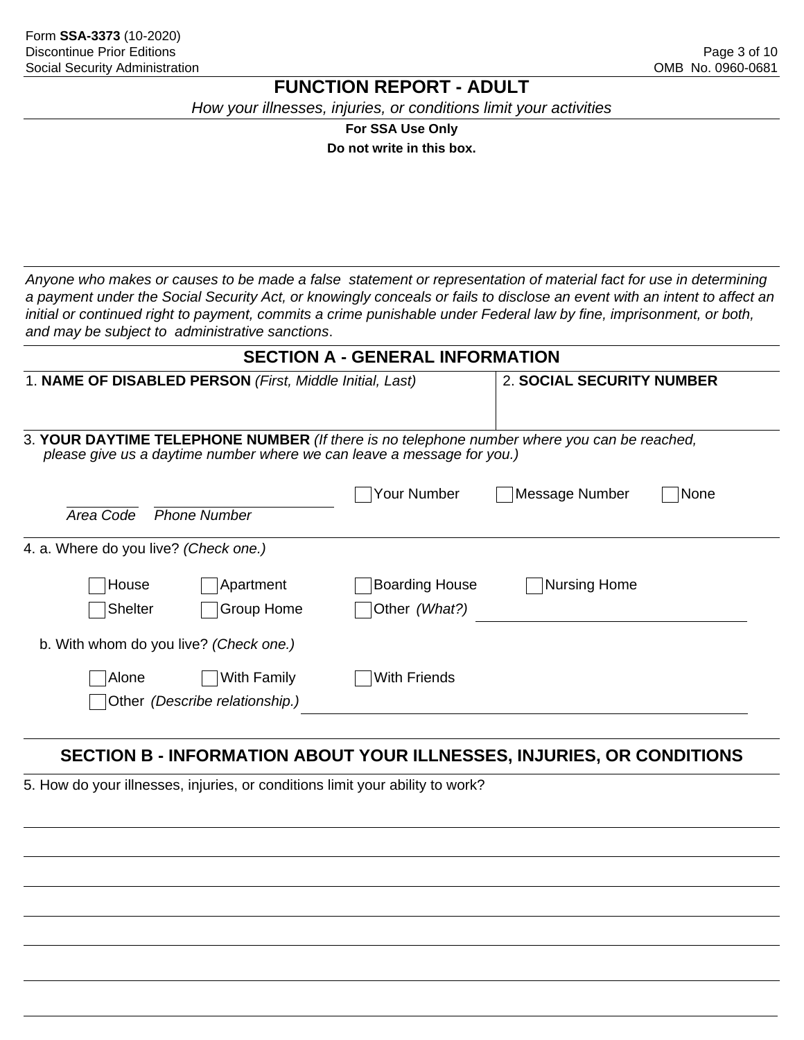Form **SSA-3373** (10-2020)
Discontinue Prior Editions
Social Security Administration

OMB No. 0960-0681

# FUNCTION REPORT - ADULT

*How your illnesses, injuries, or conditions limit your activities*

**For SSA Use Only**
**Do not write in this box.**

*Anyone who makes or causes to be made a false statement or representation of material fact for use in determining a payment under the Social Security Act, or knowingly conceals or fails to disclose an event with an intent to affect an initial or continued right to payment, commits a crime punishable under Federal law by fine, imprisonment, or both, and may be subject to administrative sanctions*.

## SECTION A - GENERAL INFORMATION

1. **NAME OF DISABLED PERSON** *(First, Middle Initial, Last)*

2. **SOCIAL SECURITY NUMBER**

3. **YOUR DAYTIME TELEPHONE NUMBER** *(If there is no telephone number where you can be reached, please give us a daytime number where we can leave a message for you.)*

_____ _______________
*Area Code* *Phone Number*

☐ Your Number ☐ Message Number ☐ None

4. a. Where do you live? *(Check one.)*

☐ House ☐ Apartment ☐ Boarding House ☐ Nursing Home
☐ Shelter ☐ Group Home ☐ Other *(What?)* _______________

b. With whom do you live? *(Check one.)*

☐ Alone ☐ With Family ☐ With Friends
☐ Other *(Describe relationship.)* _______________

## SECTION B - INFORMATION ABOUT YOUR ILLNESSES, INJURIES, OR CONDITIONS

5. How do your illnesses, injuries, or conditions limit your ability to work?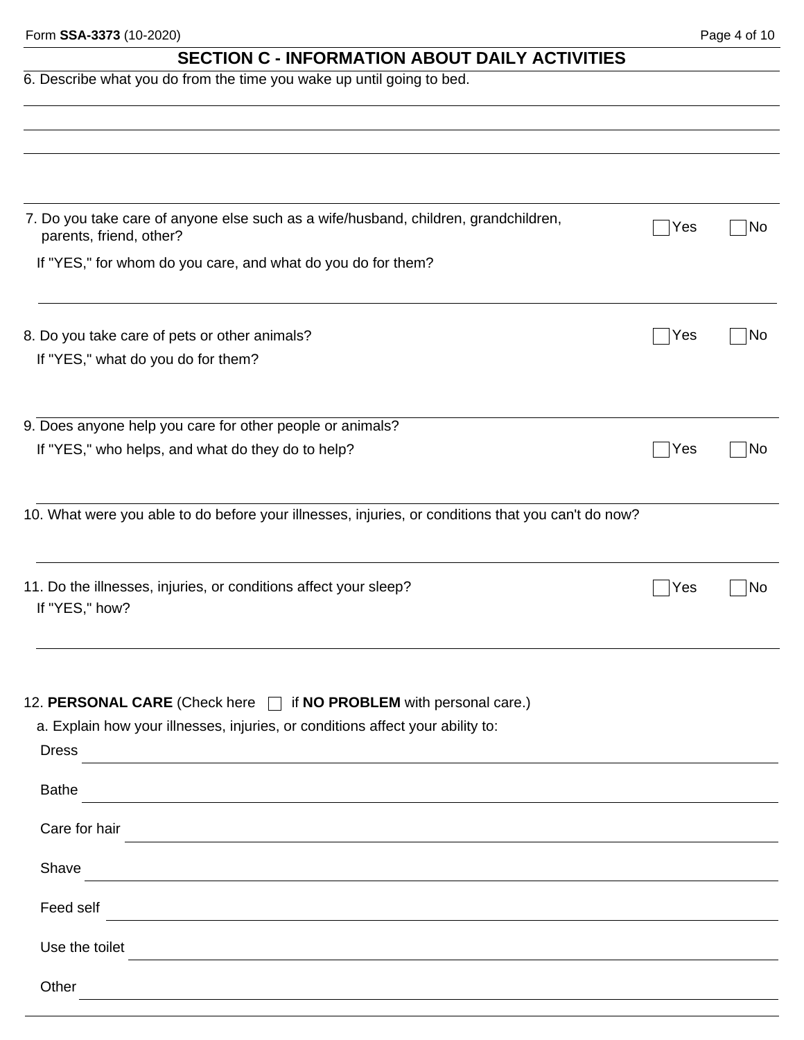## SECTION C - INFORMATION ABOUT DAILY ACTIVITIES

6. Describe what you do from the time you wake up until going to bed.

7. Do you take care of anyone else such as a wife/husband, children, grandchildren, parents, friend, other? ☐ Yes ☐ No

   If "YES," for whom do you care, and what do you do for them?

8. Do you take care of pets or other animals? ☐ Yes ☐ No

   If "YES," what do you do for them?

9. Does anyone help you care for other people or animals?

   If "YES," who helps, and what do they do to help? ☐ Yes ☐ No

10. What were you able to do before your illnesses, injuries, or conditions that you can't do now?

11. Do the illnesses, injuries, or conditions affect your sleep? ☐ Yes ☐ No

    If "YES," how?

12. **PERSONAL CARE** (Check here ☐ if **NO PROBLEM** with personal care.)

    a. Explain how your illnesses, injuries, or conditions affect your ability to:

    Dress

    Bathe

    Care for hair

    Shave

    Feed self

    Use the toilet

    Other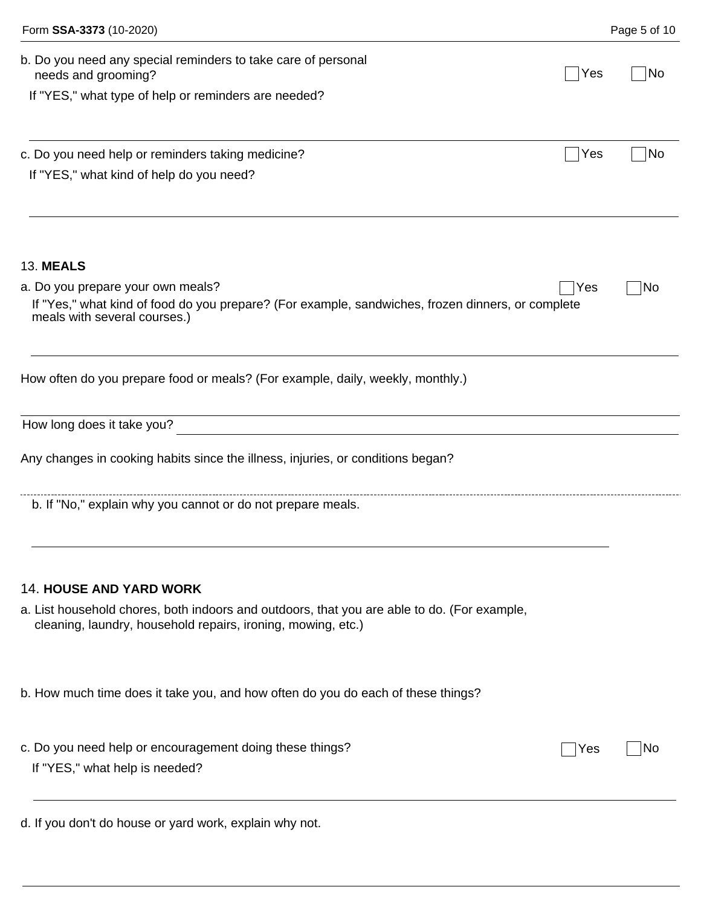b. Do you need any special reminders to take care of personal needs and grooming? ☐ Yes ☐ No

If "YES," what type of help or reminders are needed?

c. Do you need help or reminders taking medicine? ☐ Yes ☐ No

If "YES," what kind of help do you need?

13. **MEALS**

a. Do you prepare your own meals? ☐ Yes ☐ No

If "Yes," what kind of food do you prepare? (For example, sandwiches, frozen dinners, or complete meals with several courses.)

How often do you prepare food or meals? (For example, daily, weekly, monthly.)

How long does it take you?

Any changes in cooking habits since the illness, injuries, or conditions began?

b. If "No," explain why you cannot or do not prepare meals.

14. **HOUSE AND YARD WORK**

a. List household chores, both indoors and outdoors, that you are able to do. (For example, cleaning, laundry, household repairs, ironing, mowing, etc.)

b. How much time does it take you, and how often do you do each of these things?

c. Do you need help or encouragement doing these things? ☐ Yes ☐ No

If "YES," what help is needed?

d. If you don't do house or yard work, explain why not.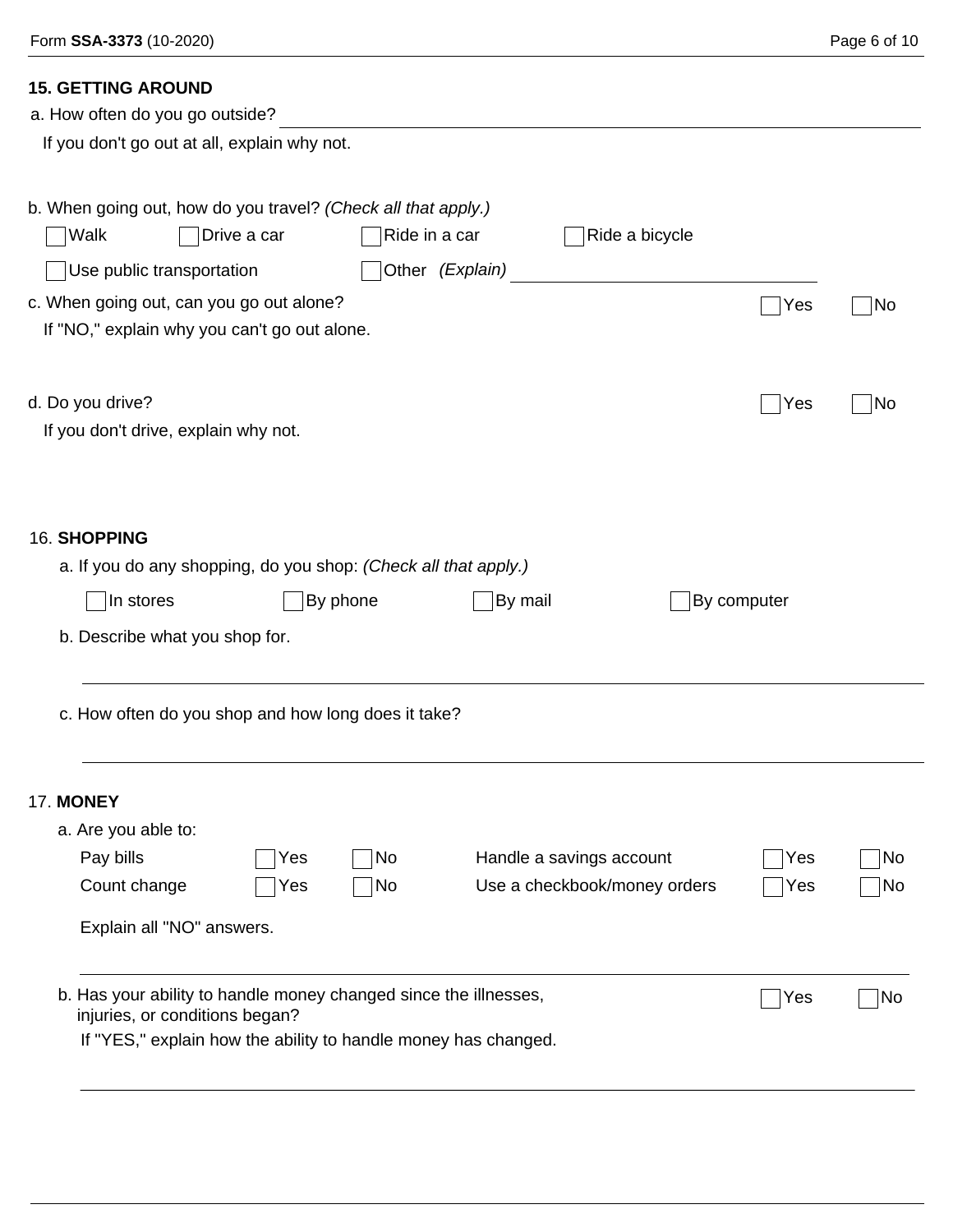## 15. GETTING AROUND

a. How often do you go outside? ______________________

If you don't go out at all, explain why not.

b. When going out, how do you travel? *(Check all that apply.)*

☐ Walk ☐ Drive a car ☐ Ride in a car ☐ Ride a bicycle

☐ Use public transportation ☐ Other *(Explain)* ______________________

c. When going out, can you go out alone? ☐ Yes ☐ No

If "NO," explain why you can't go out alone.

d. Do you drive? ☐ Yes ☐ No

If you don't drive, explain why not.

## 16. SHOPPING

a. If you do any shopping, do you shop: *(Check all that apply.)*

☐ In stores ☐ By phone ☐ By mail ☐ By computer

b. Describe what you shop for.

______________________

c. How often do you shop and how long does it take?

______________________

## 17. MONEY

a. Are you able to:

| | | | | | |
|---|---|---|---|---|---|
| Pay bills | ☐ Yes | ☐ No | Handle a savings account | ☐ Yes | ☐ No |
| Count change | ☐ Yes | ☐ No | Use a checkbook/money orders | ☐ Yes | ☐ No |

Explain all "NO" answers.

______________________

b. Has your ability to handle money changed since the illnesses, injuries, or conditions began? ☐ Yes ☐ No

If "YES," explain how the ability to handle money has changed.

______________________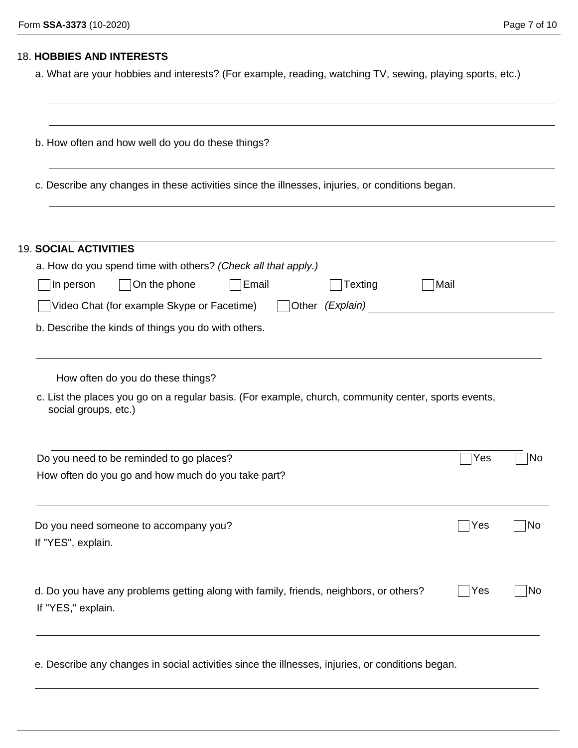## 18. HOBBIES AND INTERESTS

a. What are your hobbies and interests? (For example, reading, watching TV, sewing, playing sports, etc.)

b. How often and how well do you do these things?

c. Describe any changes in these activities since the illnesses, injuries, or conditions began.

## 19. SOCIAL ACTIVITIES

a. How do you spend time with others? *(Check all that apply.)*

☐ In person ☐ On the phone ☐ Email ☐ Texting ☐ Mail

☐ Video Chat (for example Skype or Facetime) ☐ Other *(Explain)*

b. Describe the kinds of things you do with others.

How often do you do these things?

c. List the places you go on a regular basis. (For example, church, community center, sports events, social groups, etc.)

Do you need to be reminded to go places? ☐ Yes ☐ No

How often do you go and how much do you take part?

Do you need someone to accompany you? ☐ Yes ☐ No

If "YES", explain.

d. Do you have any problems getting along with family, friends, neighbors, or others? ☐ Yes ☐ No

If "YES," explain.

e. Describe any changes in social activities since the illnesses, injuries, or conditions began.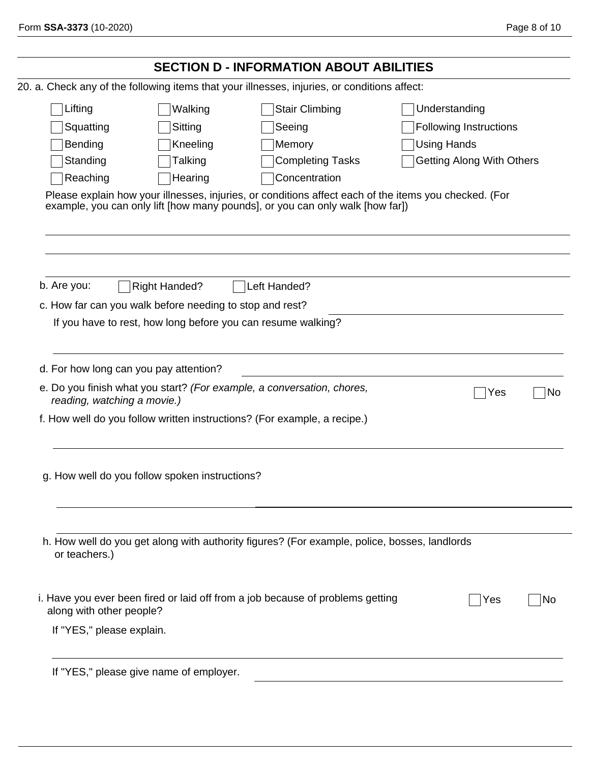## SECTION D - INFORMATION ABOUT ABILITIES

20. a. Check any of the following items that your illnesses, injuries, or conditions affect:

| | | | |
|---|---|---|---|
| ☐ Lifting | ☐ Walking | ☐ Stair Climbing | ☐ Understanding |
| ☐ Squatting | ☐ Sitting | ☐ Seeing | ☐ Following Instructions |
| ☐ Bending | ☐ Kneeling | ☐ Memory | ☐ Using Hands |
| ☐ Standing | ☐ Talking | ☐ Completing Tasks | ☐ Getting Along With Others |
| ☐ Reaching | ☐ Hearing | ☐ Concentration | |

Please explain how your illnesses, injuries, or conditions affect each of the items you checked. (For example, you can only lift [how many pounds], or you can only walk [how far])

_______________________________________________

_______________________________________________

_______________________________________________

b. Are you: ☐ Right Handed? ☐ Left Handed?

c. How far can you walk before needing to stop and rest? _______________

If you have to rest, how long before you can resume walking?

_______________________________________________

d. For how long can you pay attention? _______________

e. Do you finish what you start? *(For example, a conversation, chores, reading, watching a movie.)* ☐ Yes ☐ No

f. How well do you follow written instructions? (For example, a recipe.)

_______________________________________________

g. How well do you follow spoken instructions?

_______________________________________________

_______________________________________________

h. How well do you get along with authority figures? (For example, police, bosses, landlords or teachers.)

i. Have you ever been fired or laid off from a job because of problems getting along with other people? ☐ Yes ☐ No

If "YES," please explain.

_______________________________________________

If "YES," please give name of employer. _______________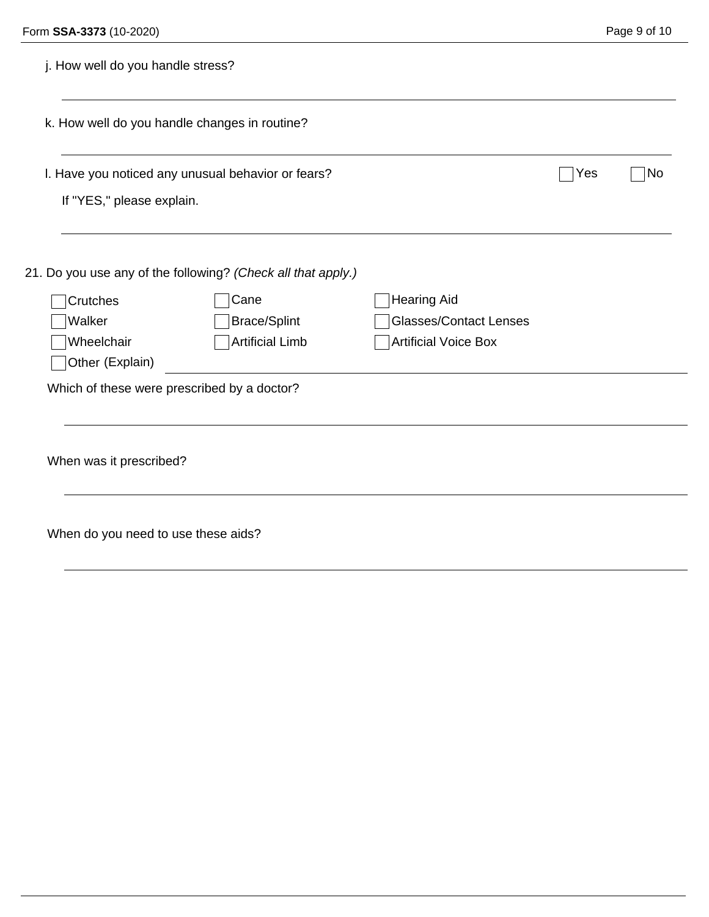j. How well do you handle stress?

\_\_\_\_\_\_\_\_\_\_\_\_\_\_\_\_\_\_\_\_\_\_\_\_\_\_\_\_\_\_\_\_\_\_\_\_\_\_\_\_

k. How well do you handle changes in routine?

\_\_\_\_\_\_\_\_\_\_\_\_\_\_\_\_\_\_\_\_\_\_\_\_\_\_\_\_\_\_\_\_\_\_\_\_\_\_\_\_

l. Have you noticed any unusual behavior or fears? ☐ Yes ☐ No

If "YES," please explain.

\_\_\_\_\_\_\_\_\_\_\_\_\_\_\_\_\_\_\_\_\_\_\_\_\_\_\_\_\_\_\_\_\_\_\_\_\_\_\_\_

21. Do you use any of the following? *(Check all that apply.)*

| | | |
|---|---|---|
| ☐ Crutches | ☐ Cane | ☐ Hearing Aid |
| ☐ Walker | ☐ Brace/Splint | ☐ Glasses/Contact Lenses |
| ☐ Wheelchair | ☐ Artificial Limb | ☐ Artificial Voice Box |
| ☐ Other (Explain) | | |

Which of these were prescribed by a doctor?

\_\_\_\_\_\_\_\_\_\_\_\_\_\_\_\_\_\_\_\_\_\_\_\_\_\_\_\_\_\_\_\_\_\_\_\_\_\_\_\_

When was it prescribed?

\_\_\_\_\_\_\_\_\_\_\_\_\_\_\_\_\_\_\_\_\_\_\_\_\_\_\_\_\_\_\_\_\_\_\_\_\_\_\_\_

When do you need to use these aids?

\_\_\_\_\_\_\_\_\_\_\_\_\_\_\_\_\_\_\_\_\_\_\_\_\_\_\_\_\_\_\_\_\_\_\_\_\_\_\_\_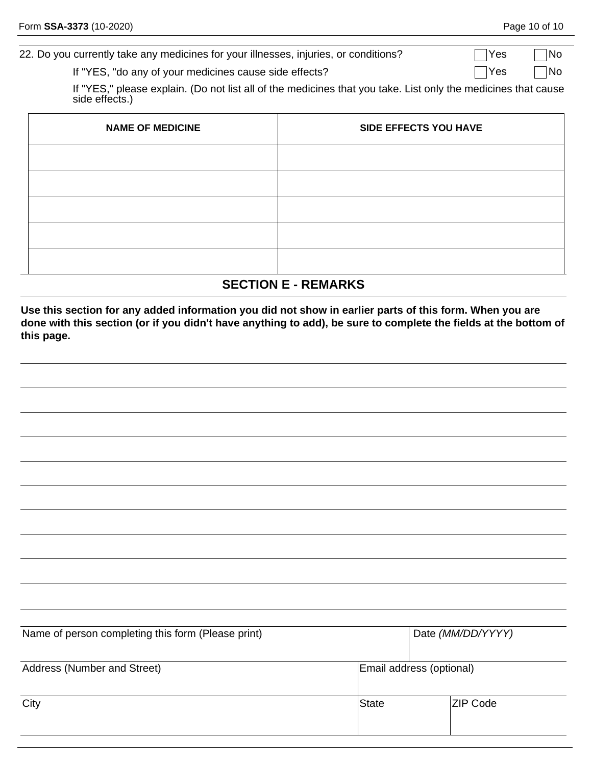22. Do you currently take any medicines for your illnesses, injuries, or conditions? ☐ Yes ☐ No

If "YES, "do any of your medicines cause side effects? ☐ Yes ☐ No

If "YES," please explain. (Do not list all of the medicines that you take. List only the medicines that cause side effects.)

| NAME OF MEDICINE | SIDE EFFECTS YOU HAVE |
|---|---|
| | |
| | |
| | |
| | |
| | |

## SECTION E - REMARKS

**Use this section for any added information you did not show in earlier parts of this form. When you are done with this section (or if you didn't have anything to add), be sure to complete the fields at the bottom of this page.**

| | | |
|---|---|---|
| Name of person completing this form (Please print) | | Date *(MM/DD/YYYY)* |
| Address (Number and Street) | Email address (optional) | |
| City | State | ZIP Code |